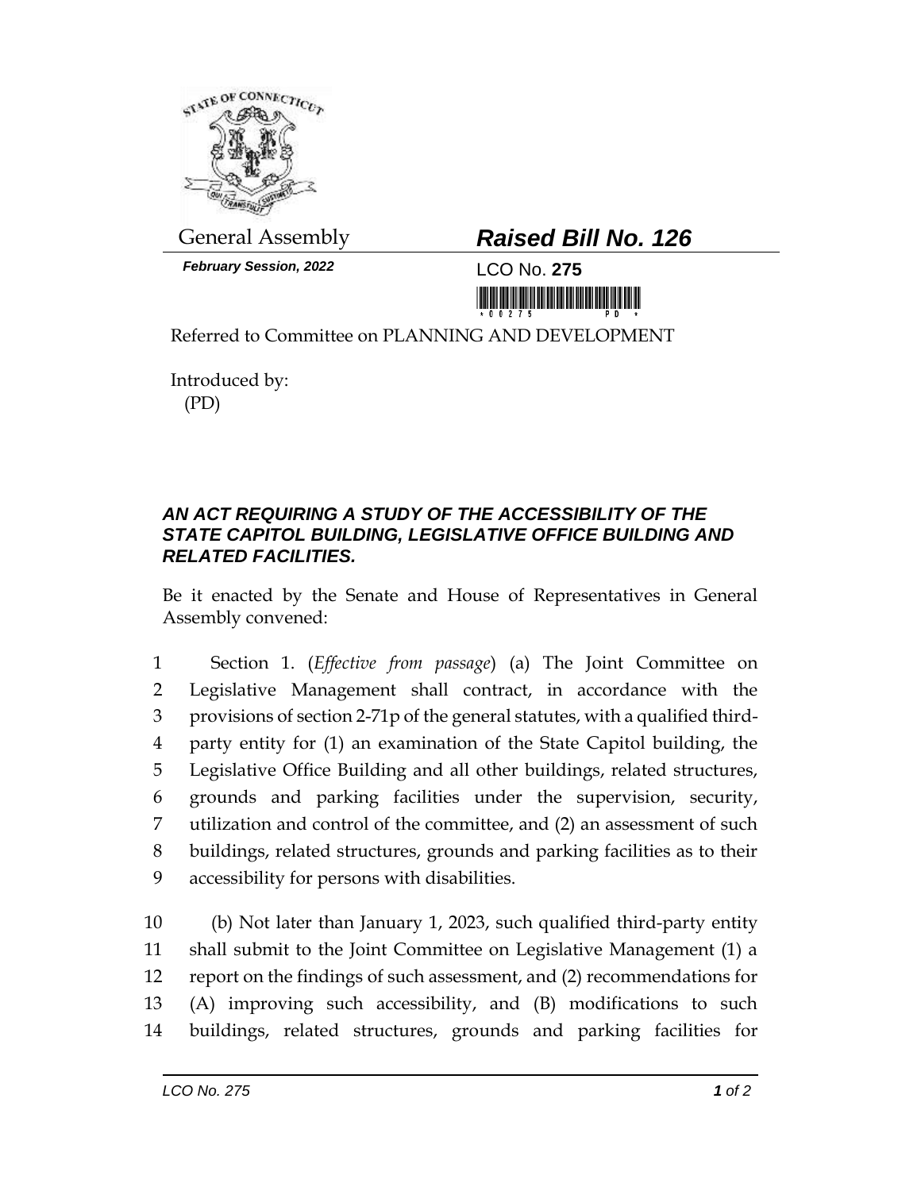General Assembly

***Raised Bill No. 126***

***February Session, 2022***

LCO No. **275**

Referred to Committee on PLANNING AND DEVELOPMENT

Introduced by:
(PD)

***AN ACT REQUIRING A STUDY OF THE ACCESSIBILITY OF THE STATE CAPITOL BUILDING, LEGISLATIVE OFFICE BUILDING AND RELATED FACILITIES.***

Be it enacted by the Senate and House of Representatives in General Assembly convened:

1 Section 1. (*Effective from passage*) (a) The Joint Committee on
2 Legislative Management shall contract, in accordance with the
3 provisions of section 2-71p of the general statutes, with a qualified third-
4 party entity for (1) an examination of the State Capitol building, the
5 Legislative Office Building and all other buildings, related structures,
6 grounds and parking facilities under the supervision, security,
7 utilization and control of the committee, and (2) an assessment of such
8 buildings, related structures, grounds and parking facilities as to their
9 accessibility for persons with disabilities.

10 (b) Not later than January 1, 2023, such qualified third-party entity
11 shall submit to the Joint Committee on Legislative Management (1) a
12 report on the findings of such assessment, and (2) recommendations for
13 (A) improving such accessibility, and (B) modifications to such
14 buildings, related structures, grounds and parking facilities for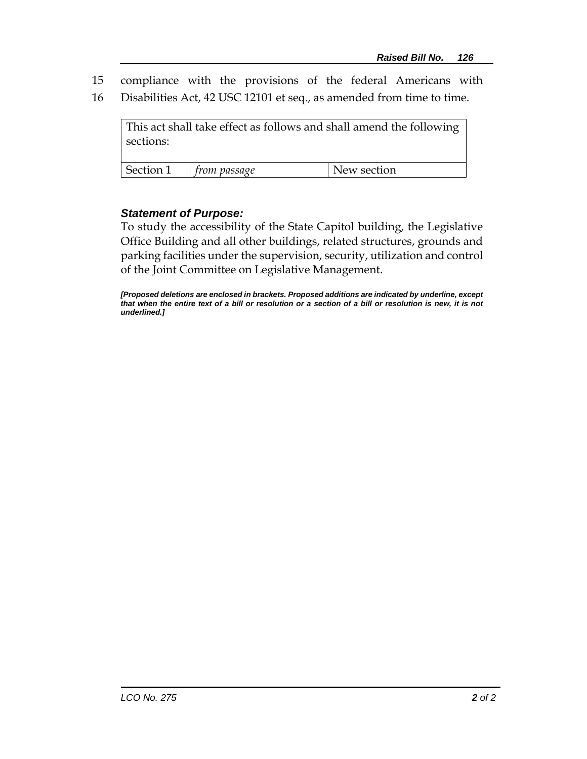15 compliance with the provisions of the federal Americans with
16 Disabilities Act, 42 USC 12101 et seq., as amended from time to time.

| This act shall take effect as follows and shall amend the following sections: | | |
|---|---|---|
| Section 1 | *from passage* | New section |

### *Statement of Purpose:*

To study the accessibility of the State Capitol building, the Legislative Office Building and all other buildings, related structures, grounds and parking facilities under the supervision, security, utilization and control of the Joint Committee on Legislative Management.

***[Proposed deletions are enclosed in brackets. Proposed additions are indicated by underline, except that when the entire text of a bill or resolution or a section of a bill or resolution is new, it is not underlined.]***